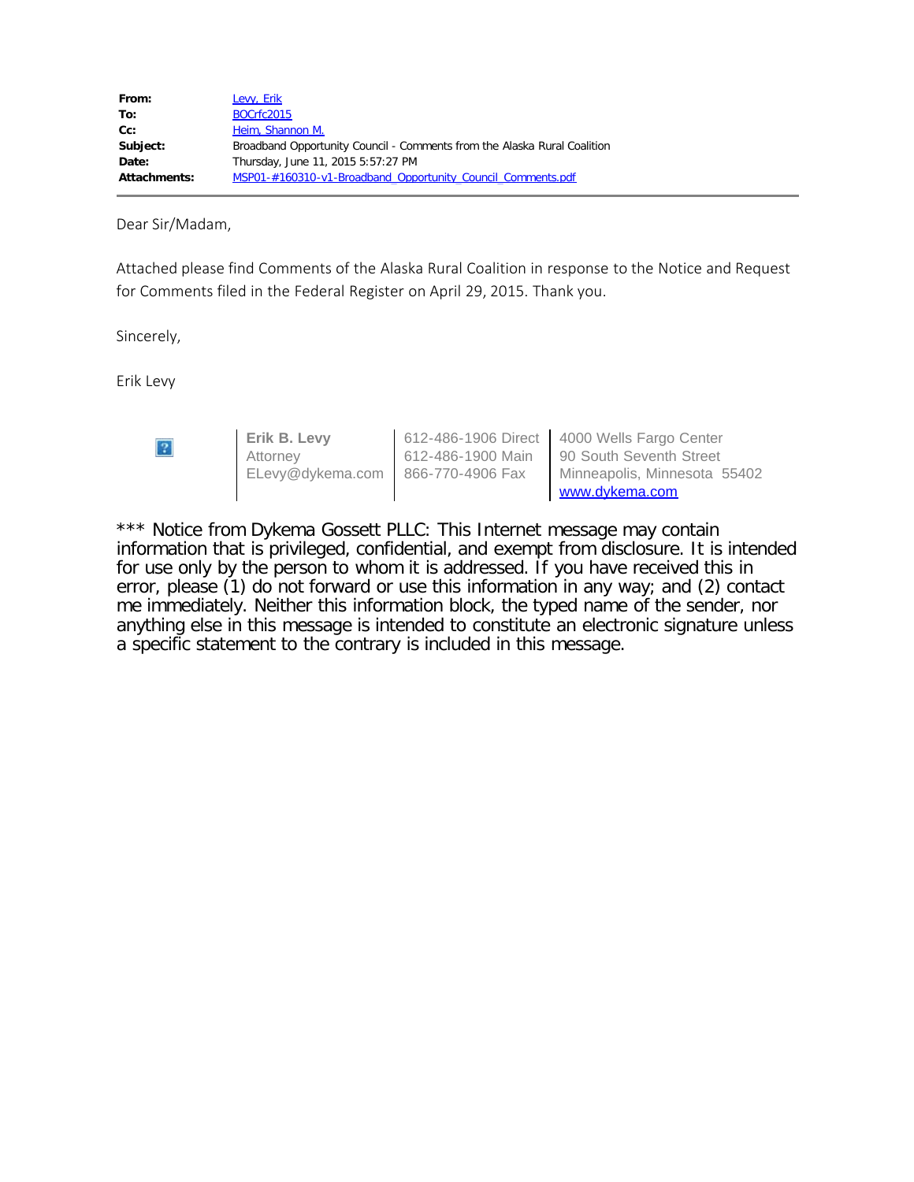| | |
|---|---|
| **From:** | Levy, Erik |
| **To:** | BOCrfc2015 |
| **Cc:** | Heim, Shannon M. |
| **Subject:** | Broadband Opportunity Council - Comments from the Alaska Rural Coalition |
| **Date:** | Thursday, June 11, 2015 5:57:27 PM |
| **Attachments:** | MSP01-#160310-v1-Broadband_Opportunity_Council_Comments.pdf |

Dear Sir/Madam,

Attached please find Comments of the Alaska Rural Coalition in response to the Notice and Request for Comments filed in the Federal Register on April 29, 2015. Thank you.

Sincerely,

Erik Levy

| | | |
|---|---|---|
| **Erik B. Levy** | 612-486-1906 Direct | 4000 Wells Fargo Center |
| Attorney | 612-486-1900 Main | 90 South Seventh Street |
| ELevy@dykema.com | 866-770-4906 Fax | Minneapolis, Minnesota 55402 |
| | | www.dykema.com |

*** Notice from Dykema Gossett PLLC: This Internet message may contain information that is privileged, confidential, and exempt from disclosure. It is intended for use only by the person to whom it is addressed. If you have received this in error, please (1) do not forward or use this information in any way; and (2) contact me immediately. Neither this information block, the typed name of the sender, nor anything else in this message is intended to constitute an electronic signature unless a specific statement to the contrary is included in this message.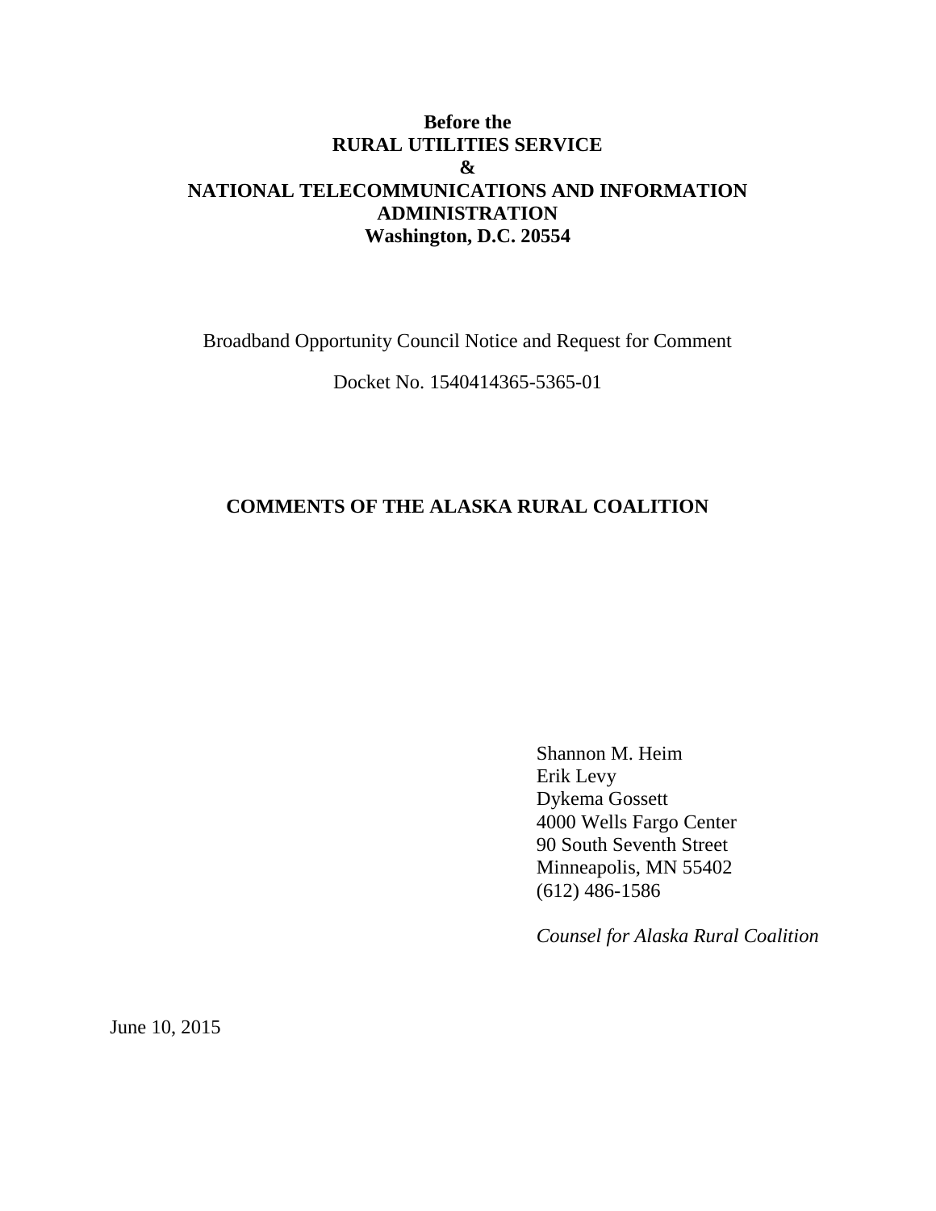**Before the**
**RURAL UTILITIES SERVICE**
**&**
**NATIONAL TELECOMMUNICATIONS AND INFORMATION ADMINISTRATION**
**Washington, D.C. 20554**

Broadband Opportunity Council Notice and Request for Comment

Docket No. 1540414365-5365-01

**COMMENTS OF THE ALASKA RURAL COALITION**

Shannon M. Heim
Erik Levy
Dykema Gossett
4000 Wells Fargo Center
90 South Seventh Street
Minneapolis, MN 55402
(612) 486-1586

*Counsel for Alaska Rural Coalition*

June 10, 2015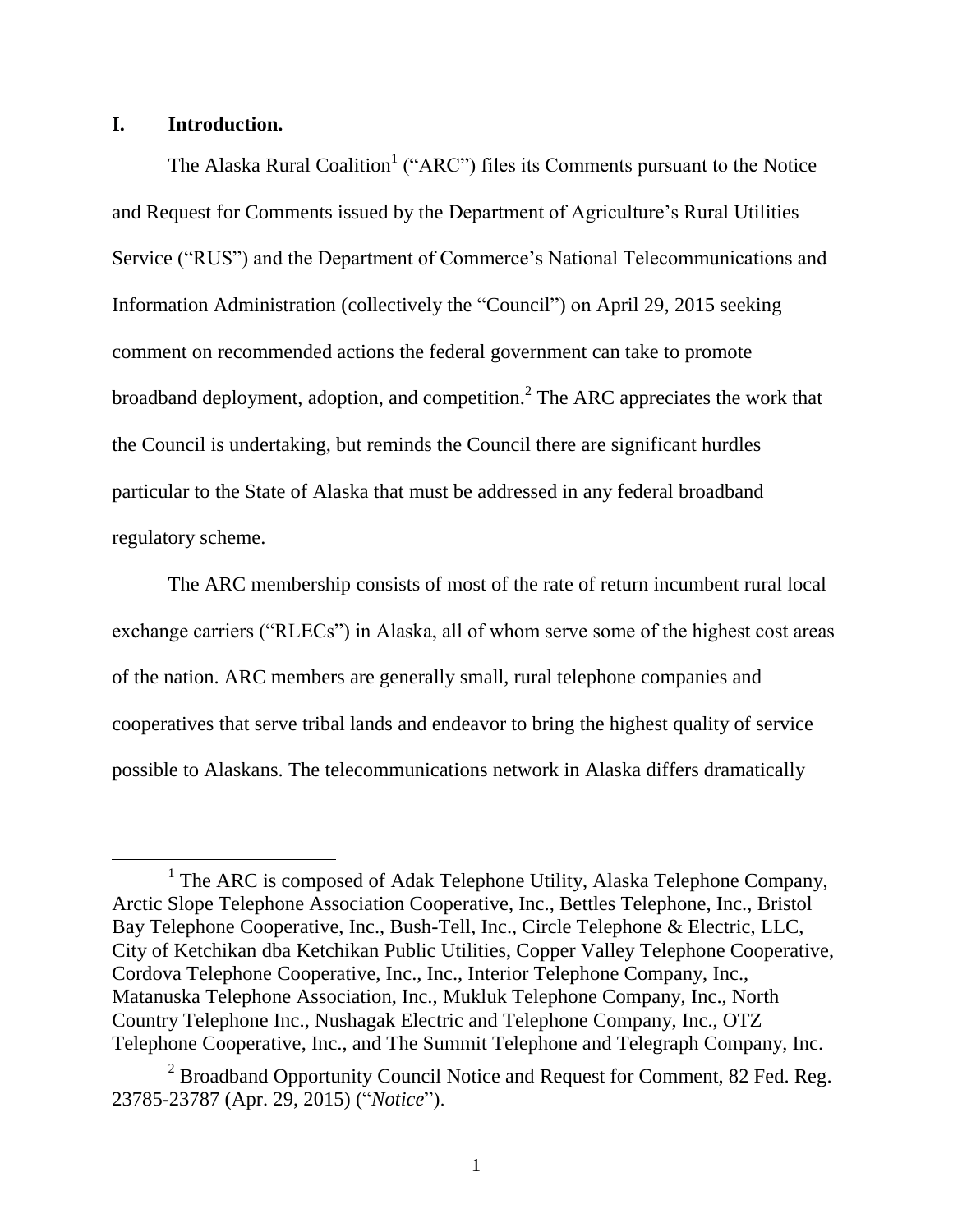## I. Introduction.

The Alaska Rural Coalition[1] ("ARC") files its Comments pursuant to the Notice and Request for Comments issued by the Department of Agriculture's Rural Utilities Service ("RUS") and the Department of Commerce's National Telecommunications and Information Administration (collectively the "Council") on April 29, 2015 seeking comment on recommended actions the federal government can take to promote broadband deployment, adoption, and competition.[2] The ARC appreciates the work that the Council is undertaking, but reminds the Council there are significant hurdles particular to the State of Alaska that must be addressed in any federal broadband regulatory scheme.

The ARC membership consists of most of the rate of return incumbent rural local exchange carriers ("RLECs") in Alaska, all of whom serve some of the highest cost areas of the nation. ARC members are generally small, rural telephone companies and cooperatives that serve tribal lands and endeavor to bring the highest quality of service possible to Alaskans. The telecommunications network in Alaska differs dramatically

---

[1] The ARC is composed of Adak Telephone Utility, Alaska Telephone Company, Arctic Slope Telephone Association Cooperative, Inc., Bettles Telephone, Inc., Bristol Bay Telephone Cooperative, Inc., Bush-Tell, Inc., Circle Telephone & Electric, LLC, City of Ketchikan dba Ketchikan Public Utilities, Copper Valley Telephone Cooperative, Cordova Telephone Cooperative, Inc., Inc., Interior Telephone Company, Inc., Matanuska Telephone Association, Inc., Mukluk Telephone Company, Inc., North Country Telephone Inc., Nushagak Electric and Telephone Company, Inc., OTZ Telephone Cooperative, Inc., and The Summit Telephone and Telegraph Company, Inc.

[2] Broadband Opportunity Council Notice and Request for Comment, 82 Fed. Reg. 23785-23787 (Apr. 29, 2015) ("*Notice*").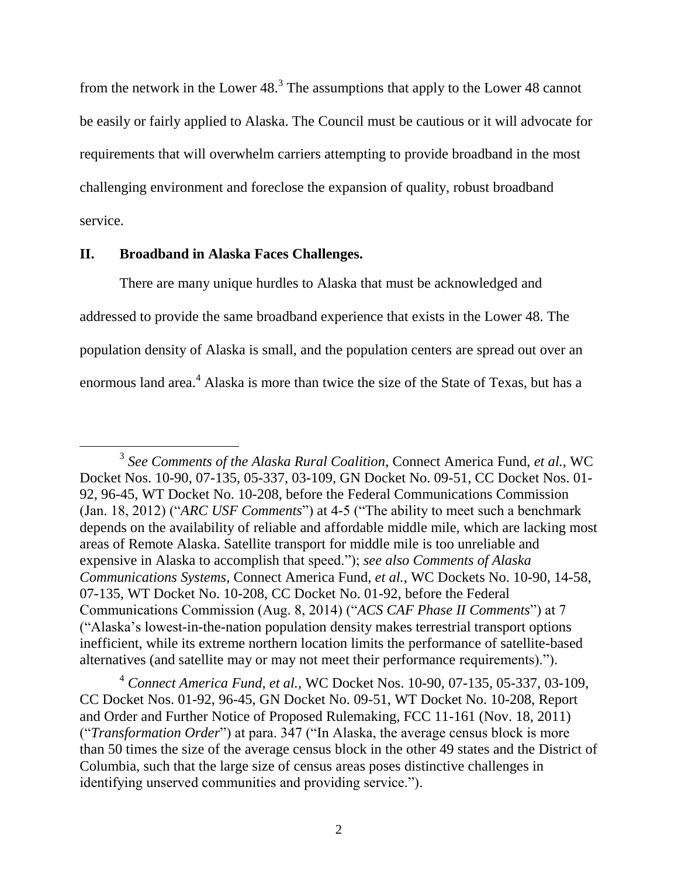from the network in the Lower 48.[3] The assumptions that apply to the Lower 48 cannot be easily or fairly applied to Alaska. The Council must be cautious or it will advocate for requirements that will overwhelm carriers attempting to provide broadband in the most challenging environment and foreclose the expansion of quality, robust broadband service.

## II. Broadband in Alaska Faces Challenges.

There are many unique hurdles to Alaska that must be acknowledged and addressed to provide the same broadband experience that exists in the Lower 48. The population density of Alaska is small, and the population centers are spread out over an enormous land area.[4] Alaska is more than twice the size of the State of Texas, but has a

---

[3] *See Comments of the Alaska Rural Coalition*, Connect America Fund, *et al.*, WC Docket Nos. 10-90, 07-135, 05-337, 03-109, GN Docket No. 09-51, CC Docket Nos. 01-92, 96-45, WT Docket No. 10-208, before the Federal Communications Commission (Jan. 18, 2012) ("*ARC USF Comments*") at 4-5 ("The ability to meet such a benchmark depends on the availability of reliable and affordable middle mile, which are lacking most areas of Remote Alaska. Satellite transport for middle mile is too unreliable and expensive in Alaska to accomplish that speed."); *see also Comments of Alaska Communications Systems*, Connect America Fund, *et al.*, WC Dockets No. 10-90, 14-58, 07-135, WT Docket No. 10-208, CC Docket No. 01-92, before the Federal Communications Commission (Aug. 8, 2014) ("*ACS CAF Phase II Comments*") at 7 ("Alaska's lowest-in-the-nation population density makes terrestrial transport options inefficient, while its extreme northern location limits the performance of satellite-based alternatives (and satellite may or may not meet their performance requirements).").

[4] *Connect America Fund*, *et al.*, WC Docket Nos. 10-90, 07-135, 05-337, 03-109, CC Docket Nos. 01-92, 96-45, GN Docket No. 09-51, WT Docket No. 10-208, Report and Order and Further Notice of Proposed Rulemaking, FCC 11-161 (Nov. 18, 2011) ("*Transformation Order*") at para. 347 ("In Alaska, the average census block is more than 50 times the size of the average census block in the other 49 states and the District of Columbia, such that the large size of census areas poses distinctive challenges in identifying unserved communities and providing service.").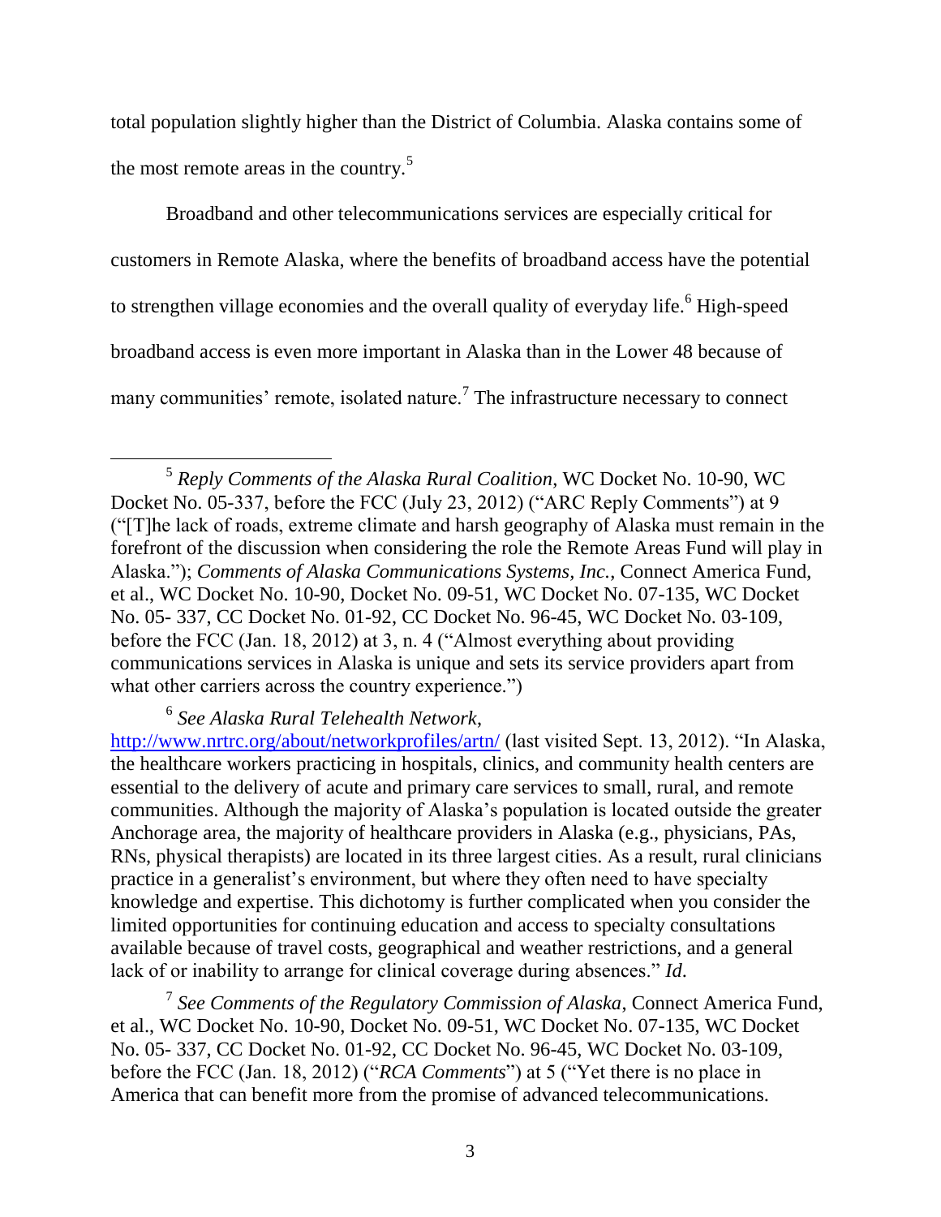total population slightly higher than the District of Columbia. Alaska contains some of the most remote areas in the country.[5]

Broadband and other telecommunications services are especially critical for customers in Remote Alaska, where the benefits of broadband access have the potential to strengthen village economies and the overall quality of everyday life.[6] High-speed broadband access is even more important in Alaska than in the Lower 48 because of many communities' remote, isolated nature.[7] The infrastructure necessary to connect

---

[5] *Reply Comments of the Alaska Rural Coalition*, WC Docket No. 10-90, WC Docket No. 05-337, before the FCC (July 23, 2012) ("ARC Reply Comments") at 9 ("[T]he lack of roads, extreme climate and harsh geography of Alaska must remain in the forefront of the discussion when considering the role the Remote Areas Fund will play in Alaska."); *Comments of Alaska Communications Systems, Inc.*, Connect America Fund, et al., WC Docket No. 10-90, Docket No. 09-51, WC Docket No. 07-135, WC Docket No. 05- 337, CC Docket No. 01-92, CC Docket No. 96-45, WC Docket No. 03-109, before the FCC (Jan. 18, 2012) at 3, n. 4 ("Almost everything about providing communications services in Alaska is unique and sets its service providers apart from what other carriers across the country experience.")

[6] *See Alaska Rural Telehealth Network*, http://www.nrtrc.org/about/networkprofiles/artn/ (last visited Sept. 13, 2012). "In Alaska, the healthcare workers practicing in hospitals, clinics, and community health centers are essential to the delivery of acute and primary care services to small, rural, and remote communities. Although the majority of Alaska's population is located outside the greater Anchorage area, the majority of healthcare providers in Alaska (e.g., physicians, PAs, RNs, physical therapists) are located in its three largest cities. As a result, rural clinicians practice in a generalist's environment, but where they often need to have specialty knowledge and expertise. This dichotomy is further complicated when you consider the limited opportunities for continuing education and access to specialty consultations available because of travel costs, geographical and weather restrictions, and a general lack of or inability to arrange for clinical coverage during absences." *Id.*

[7] *See Comments of the Regulatory Commission of Alaska*, Connect America Fund, et al., WC Docket No. 10-90, Docket No. 09-51, WC Docket No. 07-135, WC Docket No. 05- 337, CC Docket No. 01-92, CC Docket No. 96-45, WC Docket No. 03-109, before the FCC (Jan. 18, 2012) ("*RCA Comments*") at 5 ("Yet there is no place in America that can benefit more from the promise of advanced telecommunications.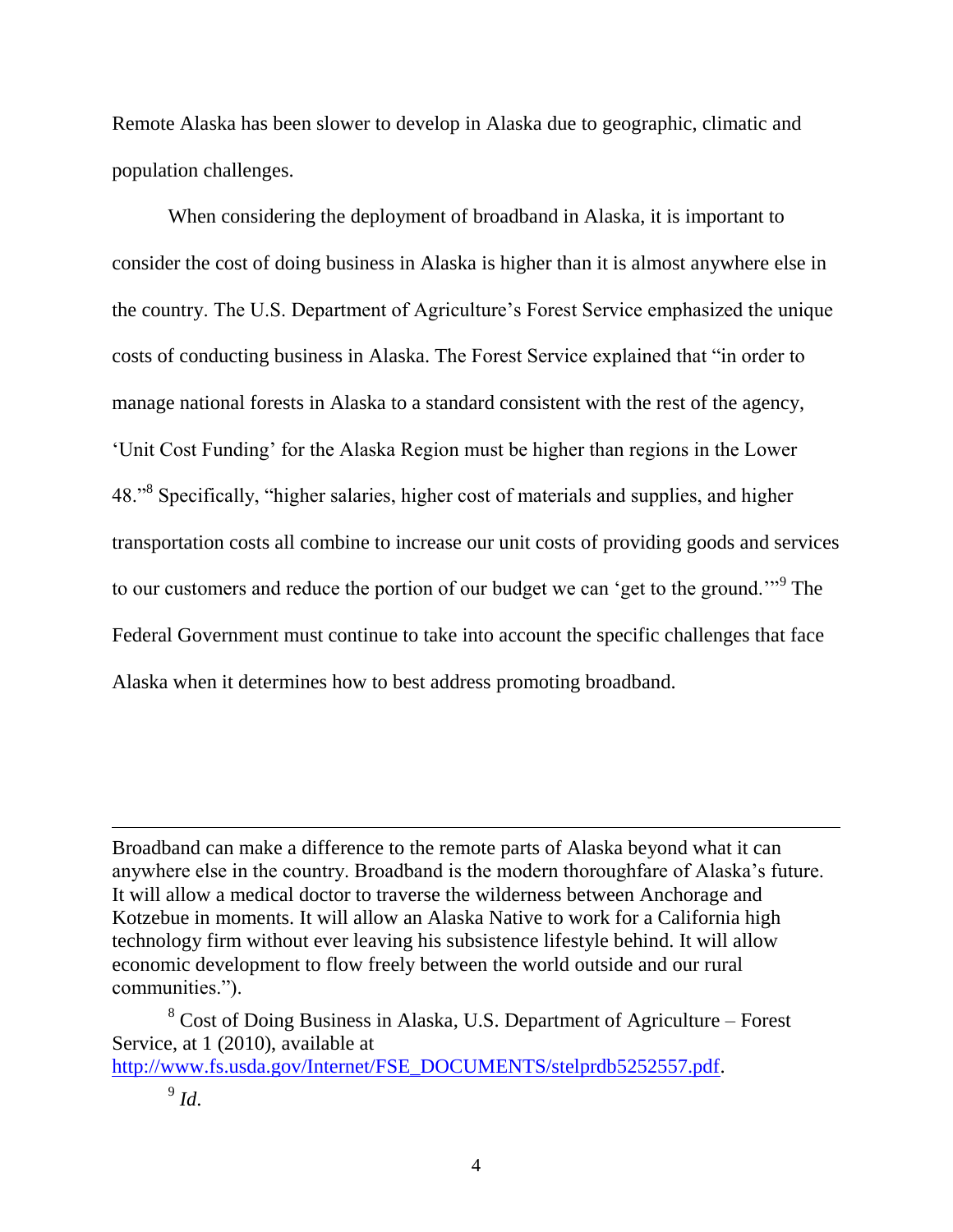Remote Alaska has been slower to develop in Alaska due to geographic, climatic and population challenges.

When considering the deployment of broadband in Alaska, it is important to consider the cost of doing business in Alaska is higher than it is almost anywhere else in the country. The U.S. Department of Agriculture's Forest Service emphasized the unique costs of conducting business in Alaska. The Forest Service explained that "in order to manage national forests in Alaska to a standard consistent with the rest of the agency, 'Unit Cost Funding' for the Alaska Region must be higher than regions in the Lower 48."[8] Specifically, "higher salaries, higher cost of materials and supplies, and higher transportation costs all combine to increase our unit costs of providing goods and services to our customers and reduce the portion of our budget we can 'get to the ground.'"[9] The Federal Government must continue to take into account the specific challenges that face Alaska when it determines how to best address promoting broadband.

---

Broadband can make a difference to the remote parts of Alaska beyond what it can anywhere else in the country. Broadband is the modern thoroughfare of Alaska's future. It will allow a medical doctor to traverse the wilderness between Anchorage and Kotzebue in moments. It will allow an Alaska Native to work for a California high technology firm without ever leaving his subsistence lifestyle behind. It will allow economic development to flow freely between the world outside and our rural communities.").

[8] Cost of Doing Business in Alaska, U.S. Department of Agriculture – Forest Service, at 1 (2010), available at [http://www.fs.usda.gov/Internet/FSE_DOCUMENTS/stelprdb5252557.pdf](http://www.fs.usda.gov/Internet/FSE_DOCUMENTS/stelprdb5252557.pdf).

[9] *Id.*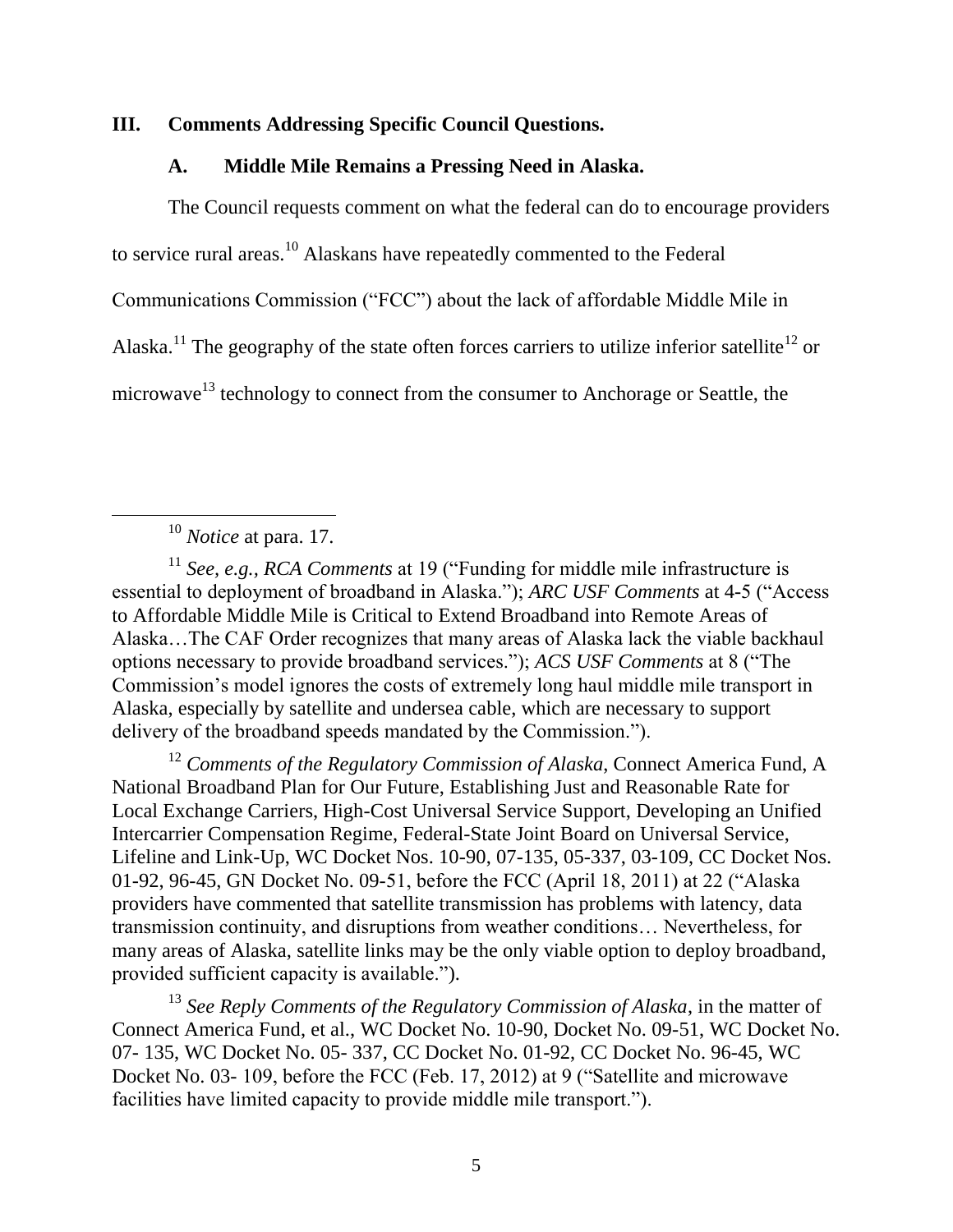## III. Comments Addressing Specific Council Questions.

### A. Middle Mile Remains a Pressing Need in Alaska.

The Council requests comment on what the federal can do to encourage providers to service rural areas.[10] Alaskans have repeatedly commented to the Federal Communications Commission ("FCC") about the lack of affordable Middle Mile in Alaska.[11] The geography of the state often forces carriers to utilize inferior satellite[12] or microwave[13] technology to connect from the consumer to Anchorage or Seattle, the

---

[10] *Notice* at para. 17.

[11] *See, e.g., RCA Comments* at 19 ("Funding for middle mile infrastructure is essential to deployment of broadband in Alaska."); *ARC USF Comments* at 4-5 ("Access to Affordable Middle Mile is Critical to Extend Broadband into Remote Areas of Alaska…The CAF Order recognizes that many areas of Alaska lack the viable backhaul options necessary to provide broadband services."); *ACS USF Comments* at 8 ("The Commission's model ignores the costs of extremely long haul middle mile transport in Alaska, especially by satellite and undersea cable, which are necessary to support delivery of the broadband speeds mandated by the Commission.").

[12] *Comments of the Regulatory Commission of Alaska,* Connect America Fund, A National Broadband Plan for Our Future, Establishing Just and Reasonable Rate for Local Exchange Carriers, High-Cost Universal Service Support, Developing an Unified Intercarrier Compensation Regime, Federal-State Joint Board on Universal Service, Lifeline and Link-Up, WC Docket Nos. 10-90, 07-135, 05-337, 03-109, CC Docket Nos. 01-92, 96-45, GN Docket No. 09-51, before the FCC (April 18, 2011) at 22 ("Alaska providers have commented that satellite transmission has problems with latency, data transmission continuity, and disruptions from weather conditions… Nevertheless, for many areas of Alaska, satellite links may be the only viable option to deploy broadband, provided sufficient capacity is available.").

[13] *See Reply Comments of the Regulatory Commission of Alaska*, in the matter of Connect America Fund, et al., WC Docket No. 10-90, Docket No. 09-51, WC Docket No. 07- 135, WC Docket No. 05- 337, CC Docket No. 01-92, CC Docket No. 96-45, WC Docket No. 03- 109, before the FCC (Feb. 17, 2012) at 9 ("Satellite and microwave facilities have limited capacity to provide middle mile transport.").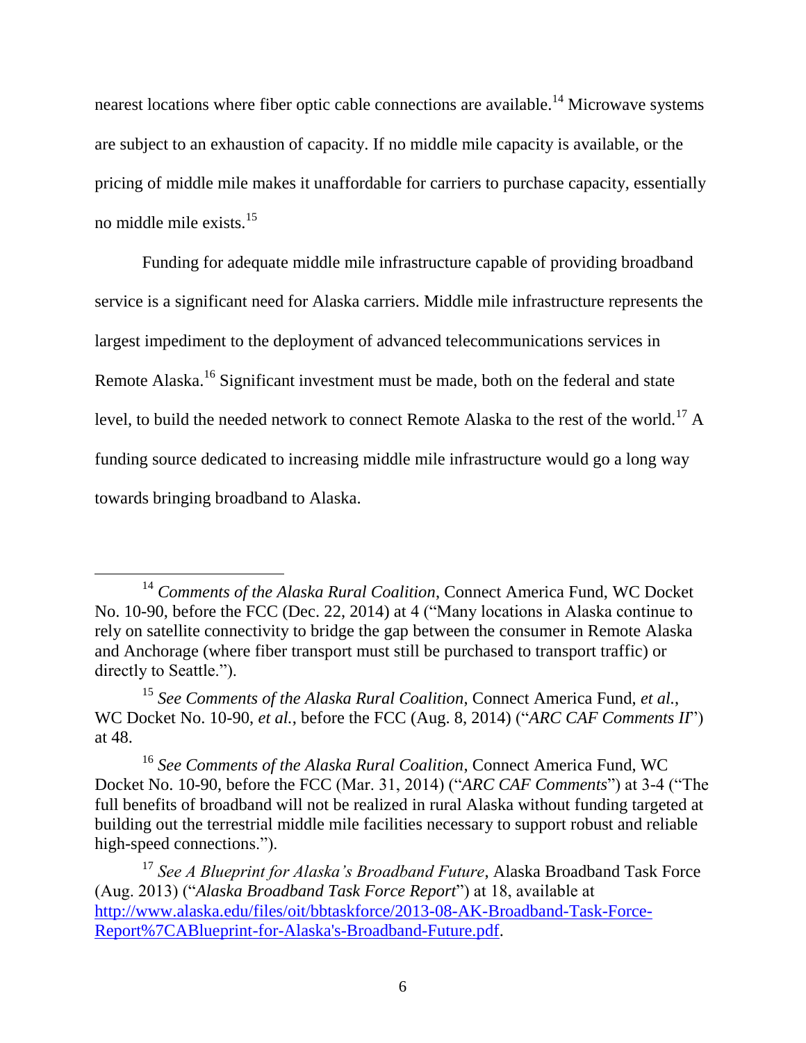nearest locations where fiber optic cable connections are available.[14] Microwave systems are subject to an exhaustion of capacity. If no middle mile capacity is available, or the pricing of middle mile makes it unaffordable for carriers to purchase capacity, essentially no middle mile exists.[15]

Funding for adequate middle mile infrastructure capable of providing broadband service is a significant need for Alaska carriers. Middle mile infrastructure represents the largest impediment to the deployment of advanced telecommunications services in Remote Alaska.[16] Significant investment must be made, both on the federal and state level, to build the needed network to connect Remote Alaska to the rest of the world.[17] A funding source dedicated to increasing middle mile infrastructure would go a long way towards bringing broadband to Alaska.

---

[14] *Comments of the Alaska Rural Coalition*, Connect America Fund, WC Docket No. 10-90, before the FCC (Dec. 22, 2014) at 4 ("Many locations in Alaska continue to rely on satellite connectivity to bridge the gap between the consumer in Remote Alaska and Anchorage (where fiber transport must still be purchased to transport traffic) or directly to Seattle.").

[15] *See Comments of the Alaska Rural Coalition*, Connect America Fund, *et al.*, WC Docket No. 10-90, *et al.*, before the FCC (Aug. 8, 2014) ("*ARC CAF Comments II*") at 48.

[16] *See Comments of the Alaska Rural Coalition*, Connect America Fund, WC Docket No. 10-90, before the FCC (Mar. 31, 2014) ("*ARC CAF Comments*") at 3-4 ("The full benefits of broadband will not be realized in rural Alaska without funding targeted at building out the terrestrial middle mile facilities necessary to support robust and reliable high-speed connections.").

[17] *See A Blueprint for Alaska's Broadband Future*, Alaska Broadband Task Force (Aug. 2013) ("*Alaska Broadband Task Force Report*") at 18, available at http://www.alaska.edu/files/oit/bbtaskforce/2013-08-AK-Broadband-Task-Force-Report%7CABlueprint-for-Alaska's-Broadband-Future.pdf.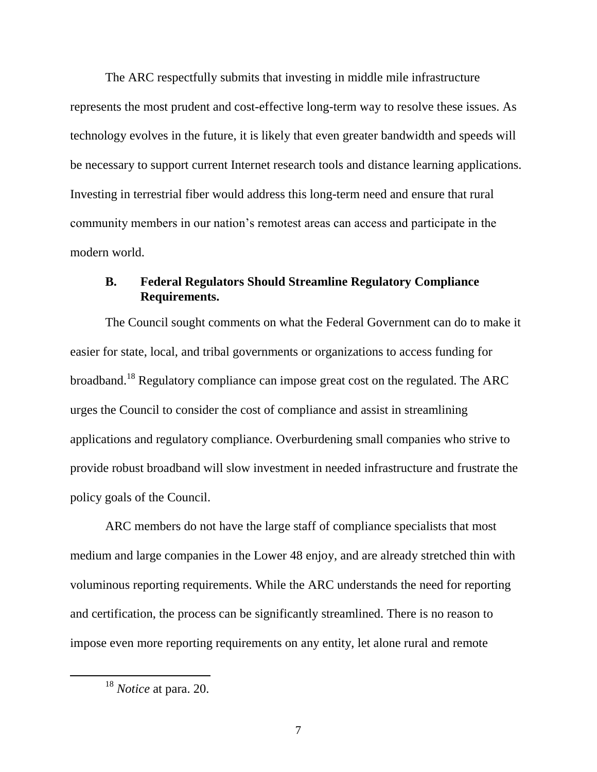The ARC respectfully submits that investing in middle mile infrastructure represents the most prudent and cost-effective long-term way to resolve these issues. As technology evolves in the future, it is likely that even greater bandwidth and speeds will be necessary to support current Internet research tools and distance learning applications. Investing in terrestrial fiber would address this long-term need and ensure that rural community members in our nation's remotest areas can access and participate in the modern world.

### B. Federal Regulators Should Streamline Regulatory Compliance Requirements.

The Council sought comments on what the Federal Government can do to make it easier for state, local, and tribal governments or organizations to access funding for broadband.[18] Regulatory compliance can impose great cost on the regulated. The ARC urges the Council to consider the cost of compliance and assist in streamlining applications and regulatory compliance. Overburdening small companies who strive to provide robust broadband will slow investment in needed infrastructure and frustrate the policy goals of the Council.

ARC members do not have the large staff of compliance specialists that most medium and large companies in the Lower 48 enjoy, and are already stretched thin with voluminous reporting requirements. While the ARC understands the need for reporting and certification, the process can be significantly streamlined. There is no reason to impose even more reporting requirements on any entity, let alone rural and remote

---

[18] *Notice* at para. 20.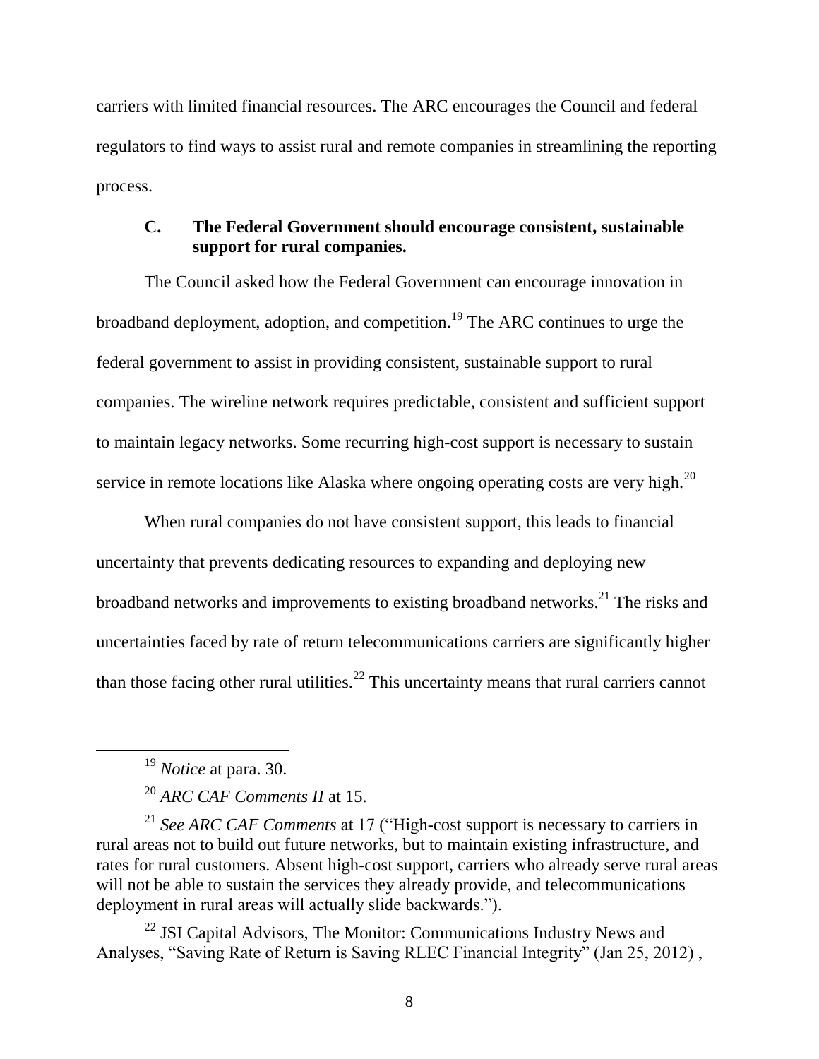carriers with limited financial resources. The ARC encourages the Council and federal regulators to find ways to assist rural and remote companies in streamlining the reporting process.

### C. The Federal Government should encourage consistent, sustainable support for rural companies.

The Council asked how the Federal Government can encourage innovation in broadband deployment, adoption, and competition.[19] The ARC continues to urge the federal government to assist in providing consistent, sustainable support to rural companies. The wireline network requires predictable, consistent and sufficient support to maintain legacy networks. Some recurring high-cost support is necessary to sustain service in remote locations like Alaska where ongoing operating costs are very high.[20]

When rural companies do not have consistent support, this leads to financial uncertainty that prevents dedicating resources to expanding and deploying new broadband networks and improvements to existing broadband networks.[21] The risks and uncertainties faced by rate of return telecommunications carriers are significantly higher than those facing other rural utilities.[22] This uncertainty means that rural carriers cannot

---

[19] *Notice* at para. 30.

[20] *ARC CAF Comments II* at 15.

[21] *See ARC CAF Comments* at 17 ("High-cost support is necessary to carriers in rural areas not to build out future networks, but to maintain existing infrastructure, and rates for rural customers. Absent high-cost support, carriers who already serve rural areas will not be able to sustain the services they already provide, and telecommunications deployment in rural areas will actually slide backwards.").

[22] JSI Capital Advisors, The Monitor: Communications Industry News and Analyses, "Saving Rate of Return is Saving RLEC Financial Integrity" (Jan 25, 2012) ,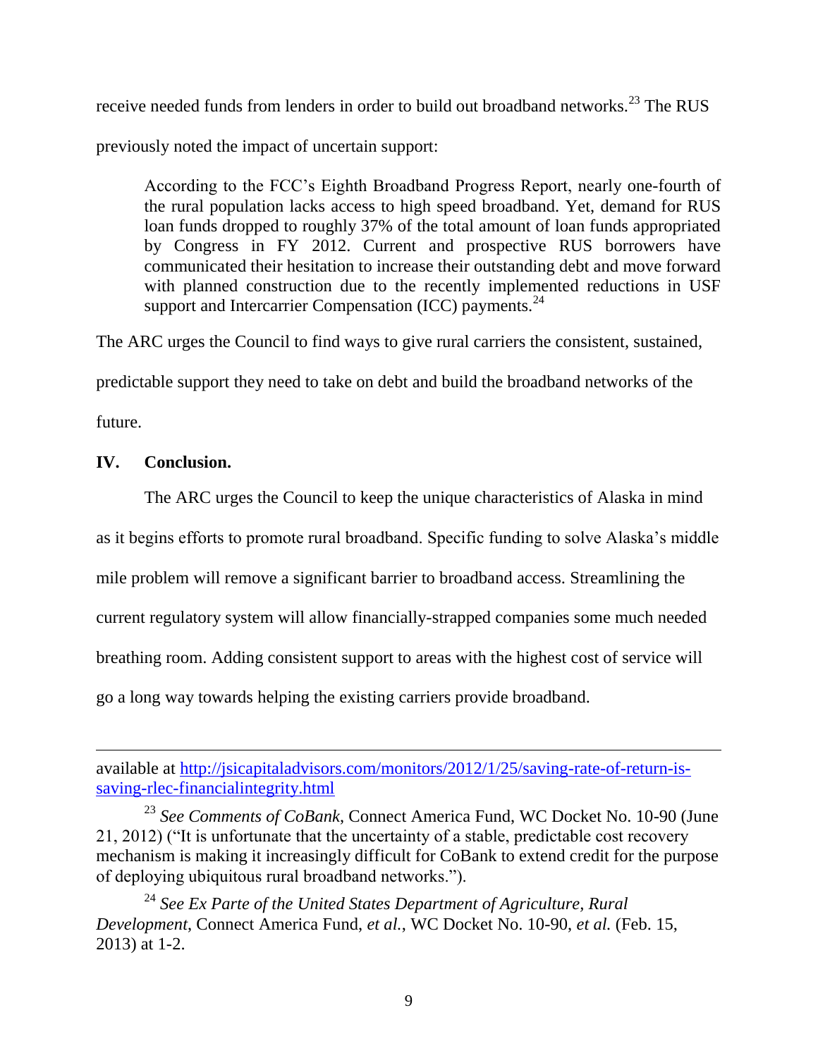receive needed funds from lenders in order to build out broadband networks.[23] The RUS previously noted the impact of uncertain support:

> According to the FCC's Eighth Broadband Progress Report, nearly one-fourth of the rural population lacks access to high speed broadband. Yet, demand for RUS loan funds dropped to roughly 37% of the total amount of loan funds appropriated by Congress in FY 2012. Current and prospective RUS borrowers have communicated their hesitation to increase their outstanding debt and move forward with planned construction due to the recently implemented reductions in USF support and Intercarrier Compensation (ICC) payments.[24]

The ARC urges the Council to find ways to give rural carriers the consistent, sustained, predictable support they need to take on debt and build the broadband networks of the future.

## IV. Conclusion.

The ARC urges the Council to keep the unique characteristics of Alaska in mind as it begins efforts to promote rural broadband. Specific funding to solve Alaska's middle mile problem will remove a significant barrier to broadband access. Streamlining the current regulatory system will allow financially-strapped companies some much needed breathing room. Adding consistent support to areas with the highest cost of service will go a long way towards helping the existing carriers provide broadband.

---

available at http://jsicapitaladvisors.com/monitors/2012/1/25/saving-rate-of-return-is-saving-rlec-financialintegrity.html

[23] *See Comments of CoBank*, Connect America Fund, WC Docket No. 10-90 (June 21, 2012) ("It is unfortunate that the uncertainty of a stable, predictable cost recovery mechanism is making it increasingly difficult for CoBank to extend credit for the purpose of deploying ubiquitous rural broadband networks.").

[24] *See Ex Parte of the United States Department of Agriculture, Rural Development*, Connect America Fund, *et al.*, WC Docket No. 10-90, *et al.* (Feb. 15, 2013) at 1-2.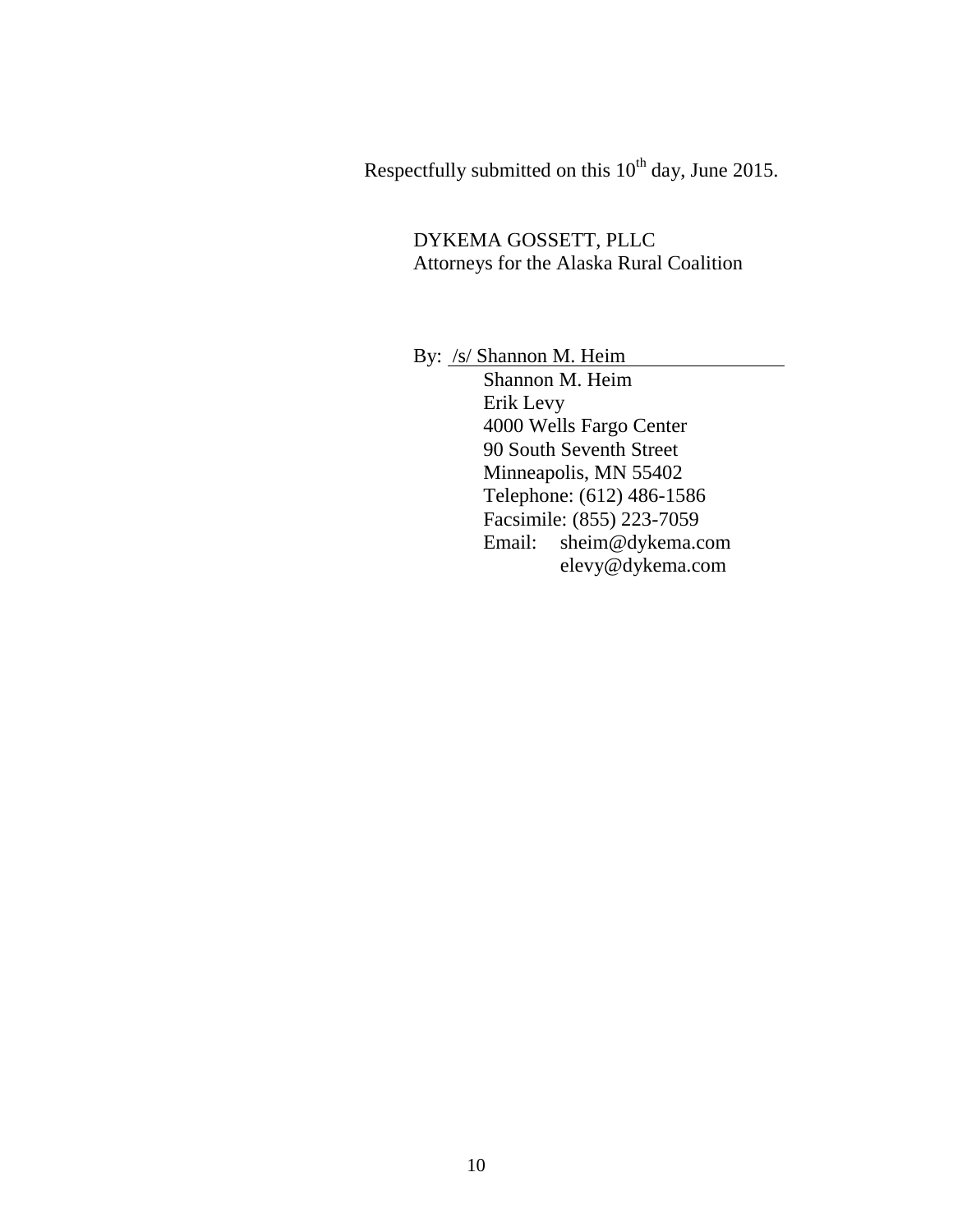Respectfully submitted on this 10th day, June 2015.

DYKEMA GOSSETT, PLLC
Attorneys for the Alaska Rural Coalition

By: /s/ Shannon M. Heim

Shannon M. Heim
Erik Levy
4000 Wells Fargo Center
90 South Seventh Street
Minneapolis, MN 55402
Telephone: (612) 486-1586
Facsimile: (855) 223-7059
Email: sheim@dykema.com
elevy@dykema.com